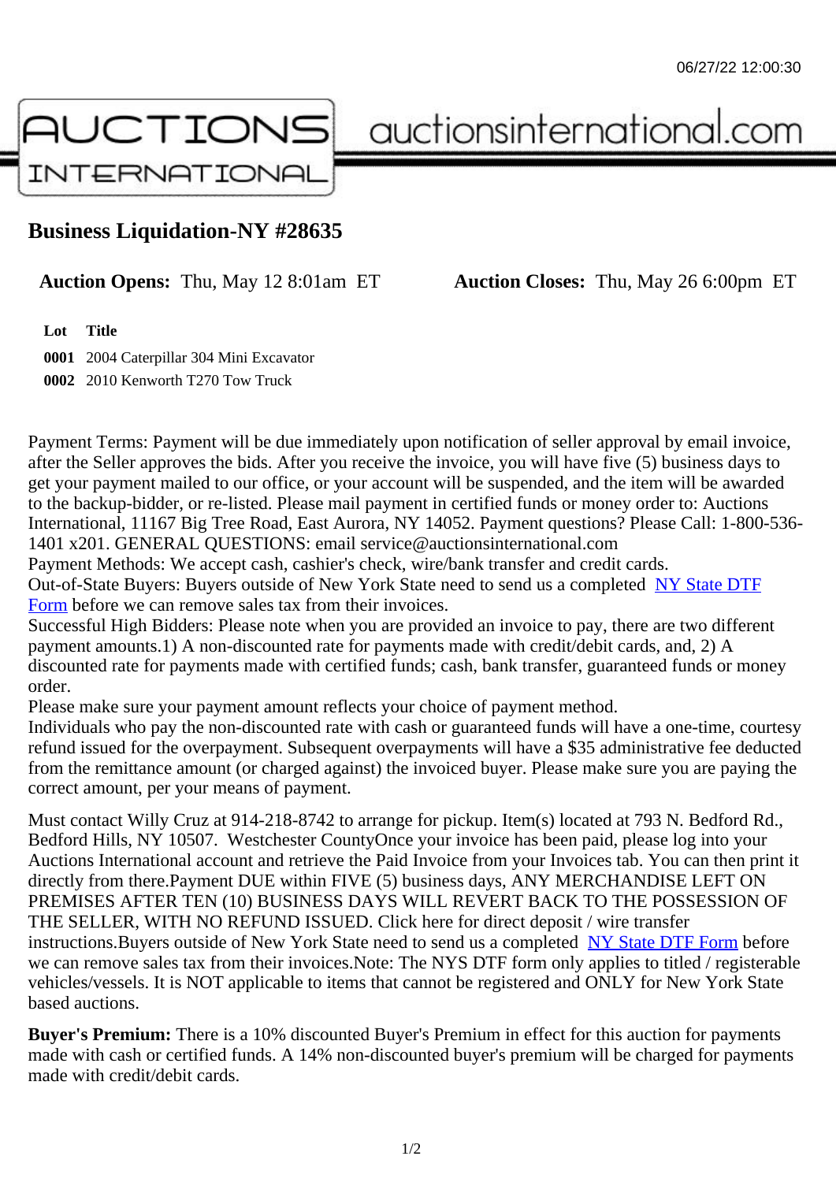# Business Liquidation-NY #28635

**Auction Opens:** Thu, May 12 8:01am ET **Auction Closes:** Thu, May 26 6:00pm ET

| Lot | Title |
| --- | --- |
| **0001** | 2004 Caterpillar 304 Mini Excavator |
| **0002** | 2010 Kenworth T270 Tow Truck |

Payment Terms: Payment will be due immediately upon notification of seller approval by email invoice, after the Seller approves the bids. After you receive the invoice, you will have five (5) business days to get your payment mailed to our office, or your account will be suspended, and the item will be awarded to the backup-bidder, or re-listed. Please mail payment in certified funds or money order to: Auctions International, 11167 Big Tree Road, East Aurora, NY 14052. Payment questions? Please Call: 1-800-536-1401 x201. GENERAL QUESTIONS: email service@auctionsinternational.com
Payment Methods: We accept cash, cashier's check, wire/bank transfer and credit cards.
Out-of-State Buyers: Buyers outside of New York State need to send us a completed NY State DTF Form before we can remove sales tax from their invoices.
Successful High Bidders: Please note when you are provided an invoice to pay, there are two different payment amounts.1) A non-discounted rate for payments made with credit/debit cards, and, 2) A discounted rate for payments made with certified funds; cash, bank transfer, guaranteed funds or money order.
Please make sure your payment amount reflects your choice of payment method.
Individuals who pay the non-discounted rate with cash or guaranteed funds will have a one-time, courtesy refund issued for the overpayment. Subsequent overpayments will have a $35 administrative fee deducted from the remittance amount (or charged against) the invoiced buyer. Please make sure you are paying the correct amount, per your means of payment.

Must contact Willy Cruz at 914-218-8742 to arrange for pickup. Item(s) located at 793 N. Bedford Rd., Bedford Hills, NY 10507. Westchester CountyOnce your invoice has been paid, please log into your Auctions International account and retrieve the Paid Invoice from your Invoices tab. You can then print it directly from there.Payment DUE within FIVE (5) business days, ANY MERCHANDISE LEFT ON PREMISES AFTER TEN (10) BUSINESS DAYS WILL REVERT BACK TO THE POSSESSION OF THE SELLER, WITH NO REFUND ISSUED. Click here for direct deposit / wire transfer instructions.Buyers outside of New York State need to send us a completed NY State DTF Form before we can remove sales tax from their invoices.Note: The NYS DTF form only applies to titled / registerable vehicles/vessels. It is NOT applicable to items that cannot be registered and ONLY for New York State based auctions.

**Buyer's Premium:** There is a 10% discounted Buyer's Premium in effect for this auction for payments made with cash or certified funds. A 14% non-discounted buyer's premium will be charged for payments made with credit/debit cards.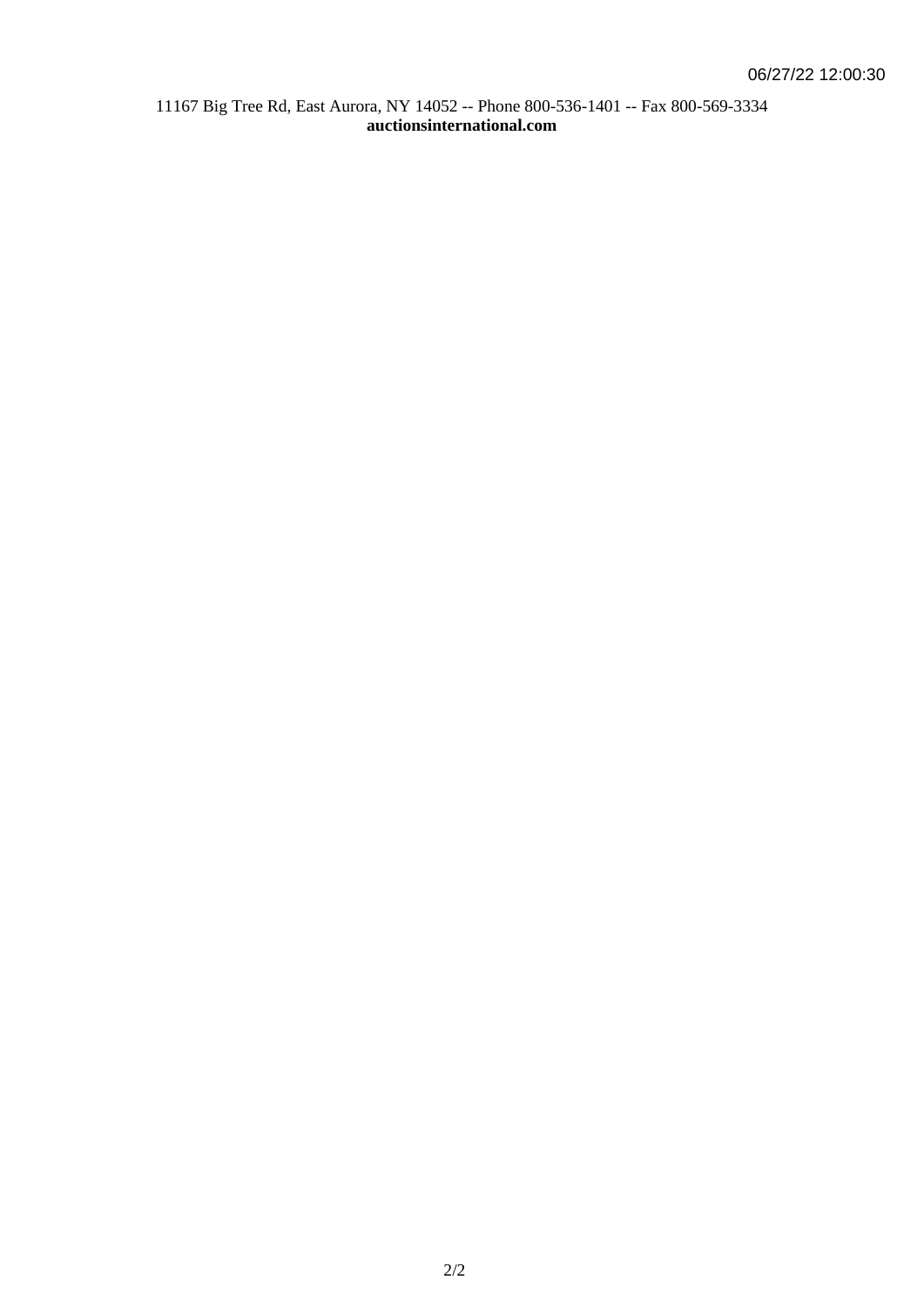11167 Big Tree Rd, East Aurora, NY 14052 -- Phone 800-536-1401 -- Fax 800-569-3334

**auctionsinternational.com**